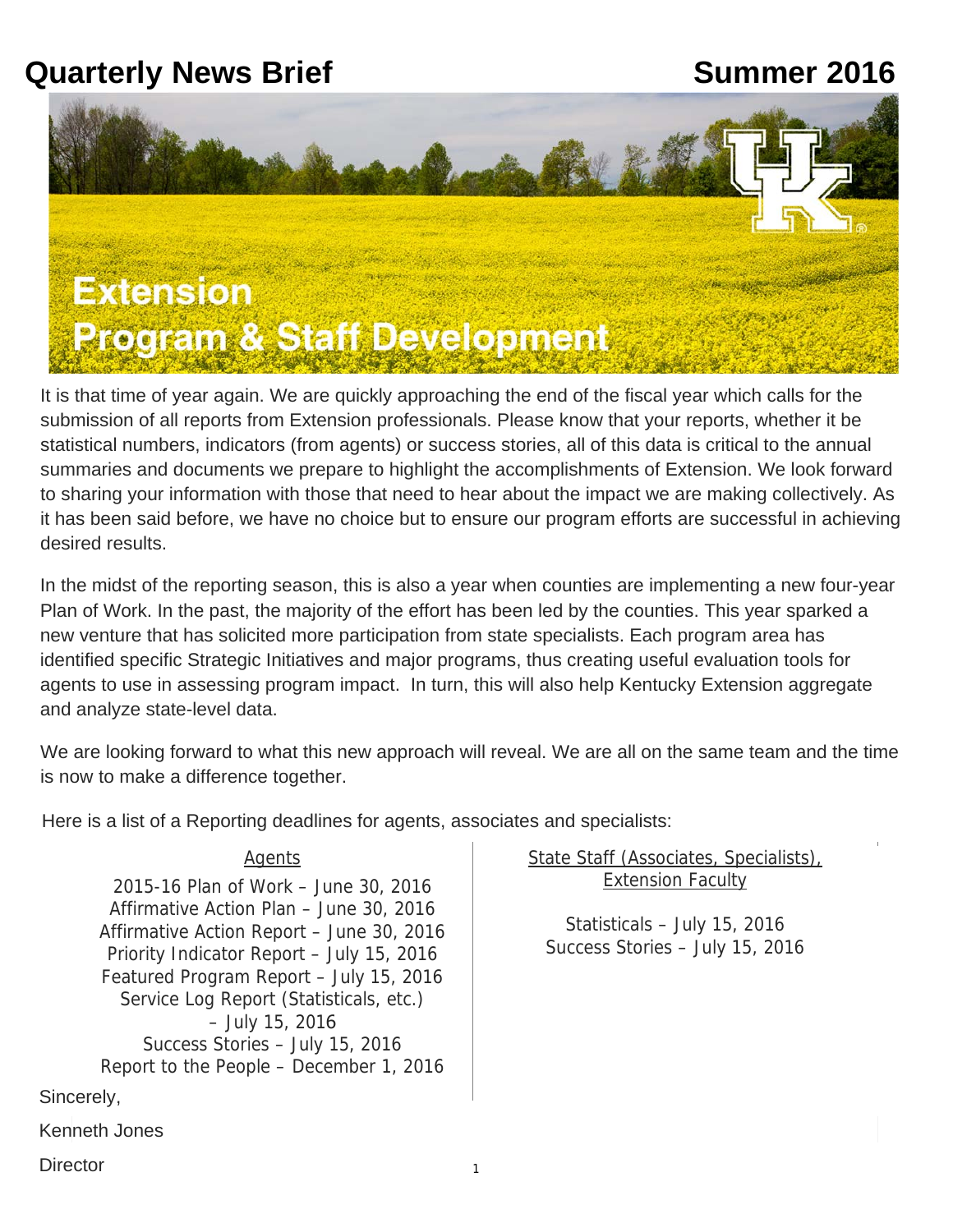# Quarterly News Brief

## Summer 2016

# Extension Program & Staff Development

It is that time of year again. We are quickly approaching the end of the fiscal year which calls for the submission of all reports from Extension professionals. Please know that your reports, whether it be statistical numbers, indicators (from agents) or success stories, all of this data is critical to the annual summaries and documents we prepare to highlight the accomplishments of Extension. We look forward to sharing your information with those that need to hear about the impact we are making collectively. As it has been said before, we have no choice but to ensure our program efforts are successful in achieving desired results.

In the midst of the reporting season, this is also a year when counties are implementing a new four-year Plan of Work. In the past, the majority of the effort has been led by the counties. This year sparked a new venture that has solicited more participation from state specialists. Each program area has identified specific Strategic Initiatives and major programs, thus creating useful evaluation tools for agents to use in assessing program impact. In turn, this will also help Kentucky Extension aggregate and analyze state-level data.

We are looking forward to what this new approach will reveal. We are all on the same team and the time is now to make a difference together.

Here is a list of a Reporting deadlines for agents, associates and specialists:

**Agents**

- 2015-16 Plan of Work – June 30, 2016
- Affirmative Action Plan – June 30, 2016
- Affirmative Action Report – June 30, 2016
- Priority Indicator Report – July 15, 2016
- Featured Program Report – July 15, 2016
- Service Log Report (Statisticals, etc.) – July 15, 2016
- Success Stories – July 15, 2016
- Report to the People – December 1, 2016

**State Staff (Associates, Specialists), Extension Faculty**

- Statisticals – July 15, 2016
- Success Stories – July 15, 2016

Sincerely,

Kenneth Jones

Director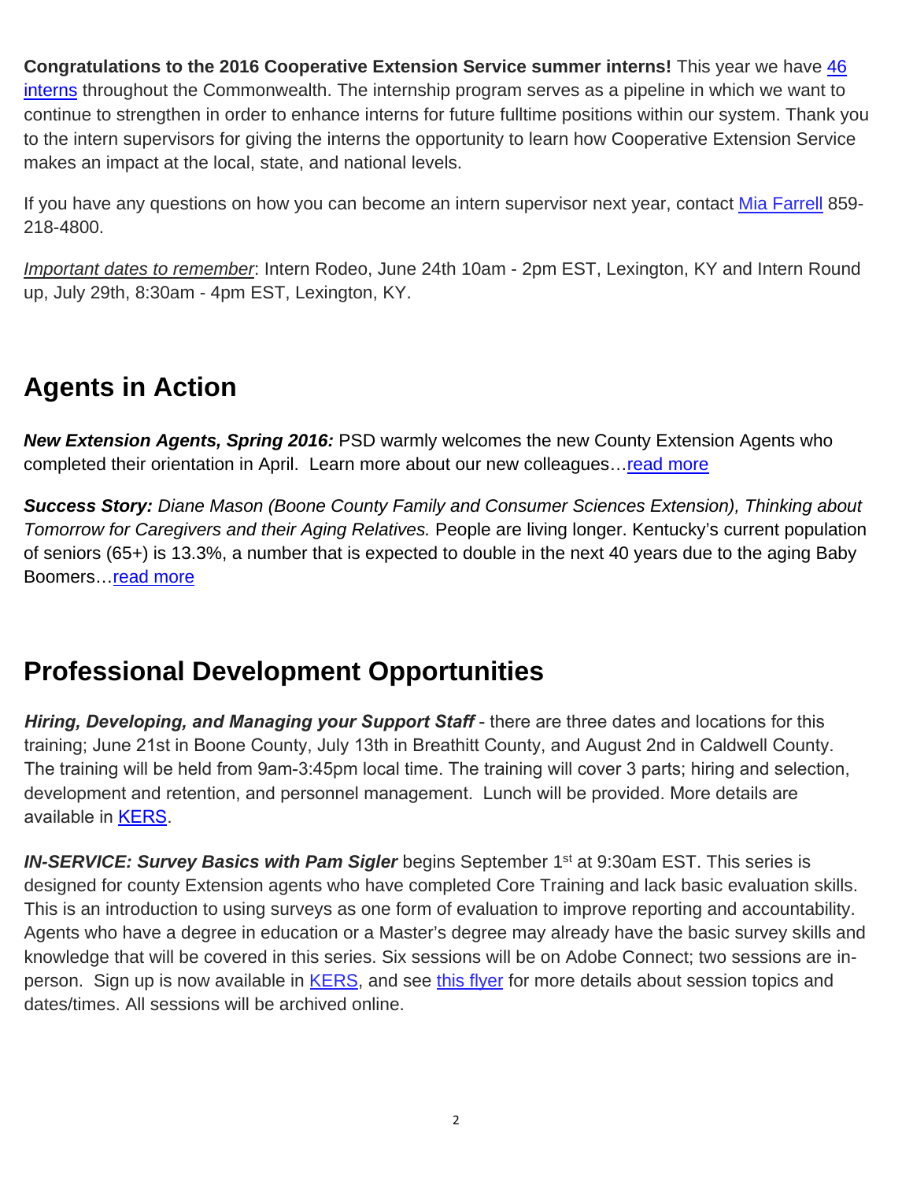**Congratulations to the 2016 Cooperative Extension Service summer interns!** This year we have 46 interns throughout the Commonwealth. The internship program serves as a pipeline in which we want to continue to strengthen in order to enhance interns for future fulltime positions within our system. Thank you to the intern supervisors for giving the interns the opportunity to learn how Cooperative Extension Service makes an impact at the local, state, and national levels.

If you have any questions on how you can become an intern supervisor next year, contact Mia Farrell 859-218-4800.

*Important dates to remember*: Intern Rodeo, June 24th 10am - 2pm EST, Lexington, KY and Intern Round up, July 29th, 8:30am - 4pm EST, Lexington, KY.

## Agents in Action

***New Extension Agents, Spring 2016:*** PSD warmly welcomes the new County Extension Agents who completed their orientation in April. Learn more about our new colleagues…read more

***Success Story:*** *Diane Mason (Boone County Family and Consumer Sciences Extension), Thinking about Tomorrow for Caregivers and their Aging Relatives.* People are living longer. Kentucky's current population of seniors (65+) is 13.3%, a number that is expected to double in the next 40 years due to the aging Baby Boomers…read more

## Professional Development Opportunities

***Hiring, Developing, and Managing your Support Staff*** - there are three dates and locations for this training; June 21st in Boone County, July 13th in Breathitt County, and August 2nd in Caldwell County. The training will be held from 9am-3:45pm local time. The training will cover 3 parts; hiring and selection, development and retention, and personnel management. Lunch will be provided. More details are available in KERS.

***IN-SERVICE: Survey Basics with Pam Sigler*** begins September 1st at 9:30am EST. This series is designed for county Extension agents who have completed Core Training and lack basic evaluation skills. This is an introduction to using surveys as one form of evaluation to improve reporting and accountability. Agents who have a degree in education or a Master's degree may already have the basic survey skills and knowledge that will be covered in this series. Six sessions will be on Adobe Connect; two sessions are in-person. Sign up is now available in KERS, and see this flyer for more details about session topics and dates/times. All sessions will be archived online.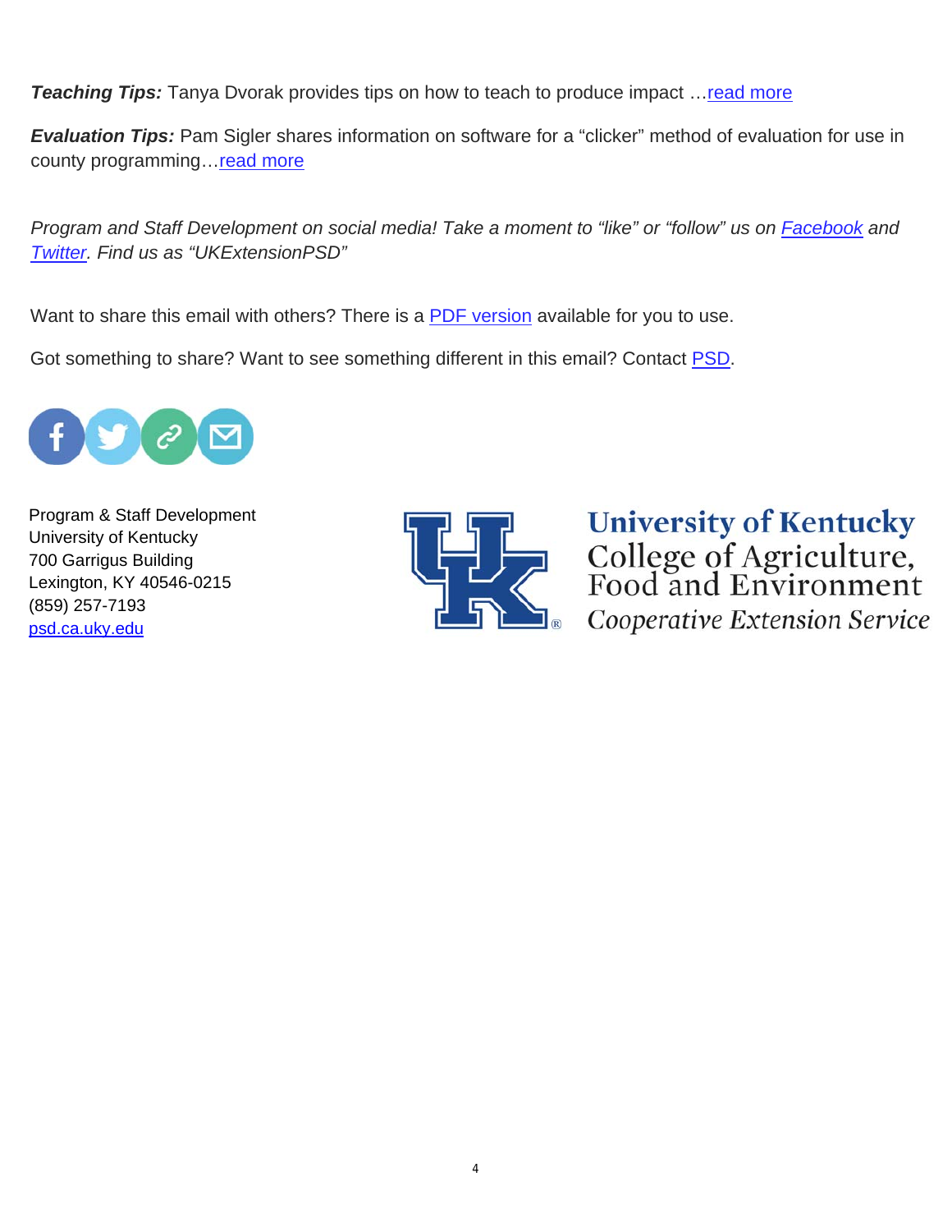***Teaching Tips:*** Tanya Dvorak provides tips on how to teach to produce impact …read more

***Evaluation Tips:*** Pam Sigler shares information on software for a "clicker" method of evaluation for use in county programming…read more

*Program and Staff Development on social media! Take a moment to "like" or "follow" us on Facebook and Twitter. Find us as "UKExtensionPSD"*

Want to share this email with others? There is a PDF version available for you to use.

Got something to share? Want to see something different in this email? Contact PSD.

Program & Staff Development
University of Kentucky
700 Garrigus Building
Lexington, KY 40546-0215
(859) 257-7193
psd.ca.uky.edu

University of Kentucky
College of Agriculture, Food and Environment
*Cooperative Extension Service*